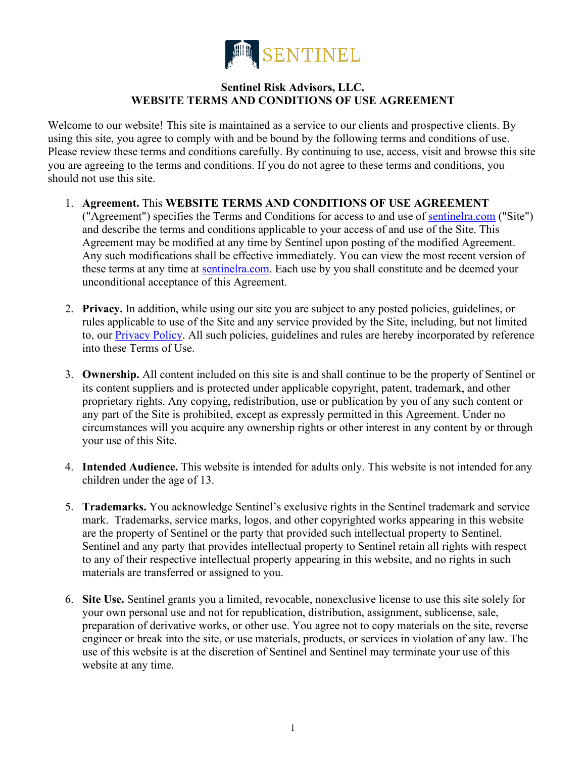SENTINEL

**Sentinel Risk Advisors, LLC.**
**WEBSITE TERMS AND CONDITIONS OF USE AGREEMENT**

Welcome to our website! This site is maintained as a service to our clients and prospective clients. By using this site, you agree to comply with and be bound by the following terms and conditions of use. Please review these terms and conditions carefully. By continuing to use, access, visit and browse this site you are agreeing to the terms and conditions. If you do not agree to these terms and conditions, you should not use this site.

1. **Agreement.** This **WEBSITE TERMS AND CONDITIONS OF USE AGREEMENT** ("Agreement") specifies the Terms and Conditions for access to and use of [sentinelra.com](sentinelra.com) ("Site") and describe the terms and conditions applicable to your access of and use of the Site. This Agreement may be modified at any time by Sentinel upon posting of the modified Agreement. Any such modifications shall be effective immediately. You can view the most recent version of these terms at any time at [sentinelra.com](sentinelra.com). Each use by you shall constitute and be deemed your unconditional acceptance of this Agreement.

2. **Privacy.** In addition, while using our site you are subject to any posted policies, guidelines, or rules applicable to use of the Site and any service provided by the Site, including, but not limited to, our Privacy Policy. All such policies, guidelines and rules are hereby incorporated by reference into these Terms of Use.

3. **Ownership.** All content included on this site is and shall continue to be the property of Sentinel or its content suppliers and is protected under applicable copyright, patent, trademark, and other proprietary rights. Any copying, redistribution, use or publication by you of any such content or any part of the Site is prohibited, except as expressly permitted in this Agreement. Under no circumstances will you acquire any ownership rights or other interest in any content by or through your use of this Site.

4. **Intended Audience.** This website is intended for adults only. This website is not intended for any children under the age of 13.

5. **Trademarks.** You acknowledge Sentinel's exclusive rights in the Sentinel trademark and service mark. Trademarks, service marks, logos, and other copyrighted works appearing in this website are the property of Sentinel or the party that provided such intellectual property to Sentinel. Sentinel and any party that provides intellectual property to Sentinel retain all rights with respect to any of their respective intellectual property appearing in this website, and no rights in such materials are transferred or assigned to you.

6. **Site Use.** Sentinel grants you a limited, revocable, nonexclusive license to use this site solely for your own personal use and not for republication, distribution, assignment, sublicense, sale, preparation of derivative works, or other use. You agree not to copy materials on the site, reverse engineer or break into the site, or use materials, products, or services in violation of any law. The use of this website is at the discretion of Sentinel and Sentinel may terminate your use of this website at any time.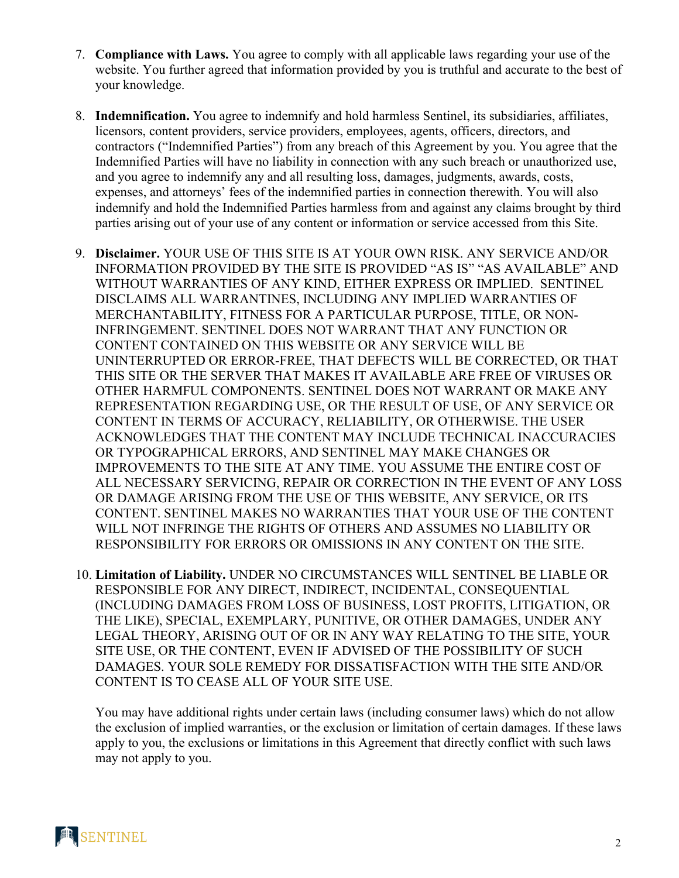7. **Compliance with Laws.** You agree to comply with all applicable laws regarding your use of the website. You further agreed that information provided by you is truthful and accurate to the best of your knowledge.

8. **Indemnification.** You agree to indemnify and hold harmless Sentinel, its subsidiaries, affiliates, licensors, content providers, service providers, employees, agents, officers, directors, and contractors ("Indemnified Parties") from any breach of this Agreement by you. You agree that the Indemnified Parties will have no liability in connection with any such breach or unauthorized use, and you agree to indemnify any and all resulting loss, damages, judgments, awards, costs, expenses, and attorneys' fees of the indemnified parties in connection therewith. You will also indemnify and hold the Indemnified Parties harmless from and against any claims brought by third parties arising out of your use of any content or information or service accessed from this Site.

9. **Disclaimer.** YOUR USE OF THIS SITE IS AT YOUR OWN RISK. ANY SERVICE AND/OR INFORMATION PROVIDED BY THE SITE IS PROVIDED "AS IS" "AS AVAILABLE" AND WITHOUT WARRANTIES OF ANY KIND, EITHER EXPRESS OR IMPLIED. SENTINEL DISCLAIMS ALL WARRANTINES, INCLUDING ANY IMPLIED WARRANTIES OF MERCHANTABILITY, FITNESS FOR A PARTICULAR PURPOSE, TITLE, OR NON-INFRINGEMENT. SENTINEL DOES NOT WARRANT THAT ANY FUNCTION OR CONTENT CONTAINED ON THIS WEBSITE OR ANY SERVICE WILL BE UNINTERRUPTED OR ERROR-FREE, THAT DEFECTS WILL BE CORRECTED, OR THAT THIS SITE OR THE SERVER THAT MAKES IT AVAILABLE ARE FREE OF VIRUSES OR OTHER HARMFUL COMPONENTS. SENTINEL DOES NOT WARRANT OR MAKE ANY REPRESENTATION REGARDING USE, OR THE RESULT OF USE, OF ANY SERVICE OR CONTENT IN TERMS OF ACCURACY, RELIABILITY, OR OTHERWISE. THE USER ACKNOWLEDGES THAT THE CONTENT MAY INCLUDE TECHNICAL INACCURACIES OR TYPOGRAPHICAL ERRORS, AND SENTINEL MAY MAKE CHANGES OR IMPROVEMENTS TO THE SITE AT ANY TIME. YOU ASSUME THE ENTIRE COST OF ALL NECESSARY SERVICING, REPAIR OR CORRECTION IN THE EVENT OF ANY LOSS OR DAMAGE ARISING FROM THE USE OF THIS WEBSITE, ANY SERVICE, OR ITS CONTENT. SENTINEL MAKES NO WARRANTIES THAT YOUR USE OF THE CONTENT WILL NOT INFRINGE THE RIGHTS OF OTHERS AND ASSUMES NO LIABILITY OR RESPONSIBILITY FOR ERRORS OR OMISSIONS IN ANY CONTENT ON THE SITE.

10. **Limitation of Liability.** UNDER NO CIRCUMSTANCES WILL SENTINEL BE LIABLE OR RESPONSIBLE FOR ANY DIRECT, INDIRECT, INCIDENTAL, CONSEQUENTIAL (INCLUDING DAMAGES FROM LOSS OF BUSINESS, LOST PROFITS, LITIGATION, OR THE LIKE), SPECIAL, EXEMPLARY, PUNITIVE, OR OTHER DAMAGES, UNDER ANY LEGAL THEORY, ARISING OUT OF OR IN ANY WAY RELATING TO THE SITE, YOUR SITE USE, OR THE CONTENT, EVEN IF ADVISED OF THE POSSIBILITY OF SUCH DAMAGES. YOUR SOLE REMEDY FOR DISSATISFACTION WITH THE SITE AND/OR CONTENT IS TO CEASE ALL OF YOUR SITE USE.

    You may have additional rights under certain laws (including consumer laws) which do not allow the exclusion of implied warranties, or the exclusion or limitation of certain damages. If these laws apply to you, the exclusions or limitations in this Agreement that directly conflict with such laws may not apply to you.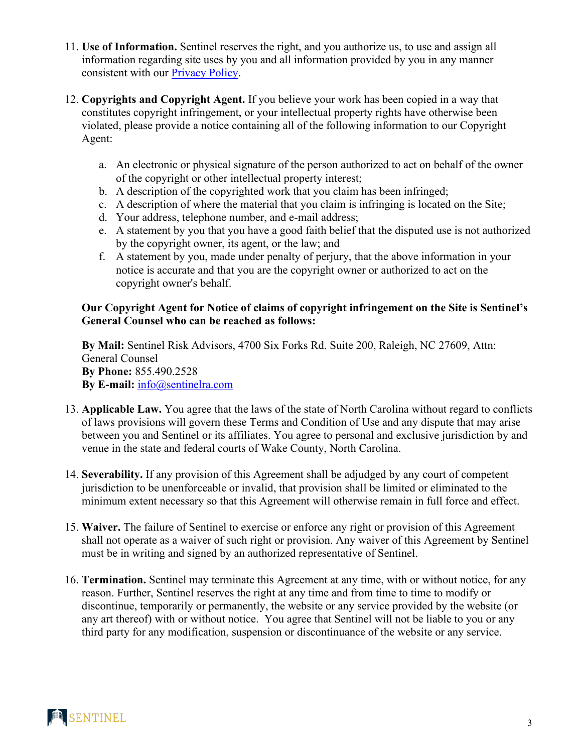11. **Use of Information.** Sentinel reserves the right, and you authorize us, to use and assign all information regarding site uses by you and all information provided by you in any manner consistent with our [Privacy Policy](#).

12. **Copyrights and Copyright Agent.** If you believe your work has been copied in a way that constitutes copyright infringement, or your intellectual property rights have otherwise been violated, please provide a notice containing all of the following information to our Copyright Agent:

    a. An electronic or physical signature of the person authorized to act on behalf of the owner of the copyright or other intellectual property interest;
    b. A description of the copyrighted work that you claim has been infringed;
    c. A description of where the material that you claim is infringing is located on the Site;
    d. Your address, telephone number, and e-mail address;
    e. A statement by you that you have a good faith belief that the disputed use is not authorized by the copyright owner, its agent, or the law; and
    f. A statement by you, made under penalty of perjury, that the above information in your notice is accurate and that you are the copyright owner or authorized to act on the copyright owner's behalf.

    **Our Copyright Agent for Notice of claims of copyright infringement on the Site is Sentinel's General Counsel who can be reached as follows:**

    **By Mail:** Sentinel Risk Advisors, 4700 Six Forks Rd. Suite 200, Raleigh, NC 27609, Attn: General Counsel
    **By Phone:** 855.490.2528
    **By E-mail:** [info@sentinelra.com](mailto:info@sentinelra.com)

13. **Applicable Law.** You agree that the laws of the state of North Carolina without regard to conflicts of laws provisions will govern these Terms and Condition of Use and any dispute that may arise between you and Sentinel or its affiliates. You agree to personal and exclusive jurisdiction by and venue in the state and federal courts of Wake County, North Carolina.

14. **Severability.** If any provision of this Agreement shall be adjudged by any court of competent jurisdiction to be unenforceable or invalid, that provision shall be limited or eliminated to the minimum extent necessary so that this Agreement will otherwise remain in full force and effect.

15. **Waiver.** The failure of Sentinel to exercise or enforce any right or provision of this Agreement shall not operate as a waiver of such right or provision. Any waiver of this Agreement by Sentinel must be in writing and signed by an authorized representative of Sentinel.

16. **Termination.** Sentinel may terminate this Agreement at any time, with or without notice, for any reason. Further, Sentinel reserves the right at any time and from time to time to modify or discontinue, temporarily or permanently, the website or any service provided by the website (or any art thereof) with or without notice. You agree that Sentinel will not be liable to you or any third party for any modification, suspension or discontinuance of the website or any service.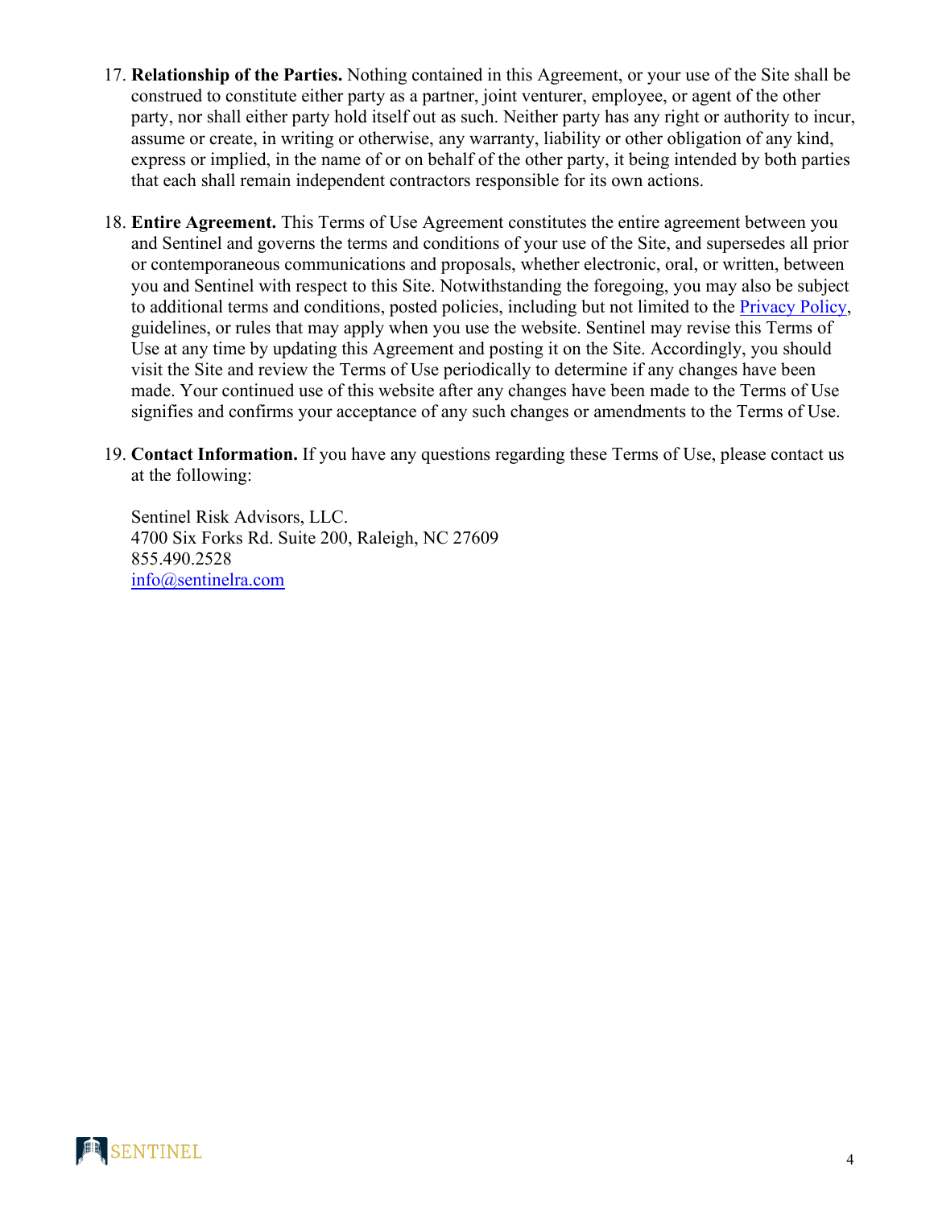17. **Relationship of the Parties.** Nothing contained in this Agreement, or your use of the Site shall be construed to constitute either party as a partner, joint venturer, employee, or agent of the other party, nor shall either party hold itself out as such. Neither party has any right or authority to incur, assume or create, in writing or otherwise, any warranty, liability or other obligation of any kind, express or implied, in the name of or on behalf of the other party, it being intended by both parties that each shall remain independent contractors responsible for its own actions.

18. **Entire Agreement.** This Terms of Use Agreement constitutes the entire agreement between you and Sentinel and governs the terms and conditions of your use of the Site, and supersedes all prior or contemporaneous communications and proposals, whether electronic, oral, or written, between you and Sentinel with respect to this Site. Notwithstanding the foregoing, you may also be subject to additional terms and conditions, posted policies, including but not limited to the Privacy Policy, guidelines, or rules that may apply when you use the website. Sentinel may revise this Terms of Use at any time by updating this Agreement and posting it on the Site. Accordingly, you should visit the Site and review the Terms of Use periodically to determine if any changes have been made. Your continued use of this website after any changes have been made to the Terms of Use signifies and confirms your acceptance of any such changes or amendments to the Terms of Use.

19. **Contact Information.** If you have any questions regarding these Terms of Use, please contact us at the following:

    Sentinel Risk Advisors, LLC.
    4700 Six Forks Rd. Suite 200, Raleigh, NC 27609
    855.490.2528
    info@sentinelra.com